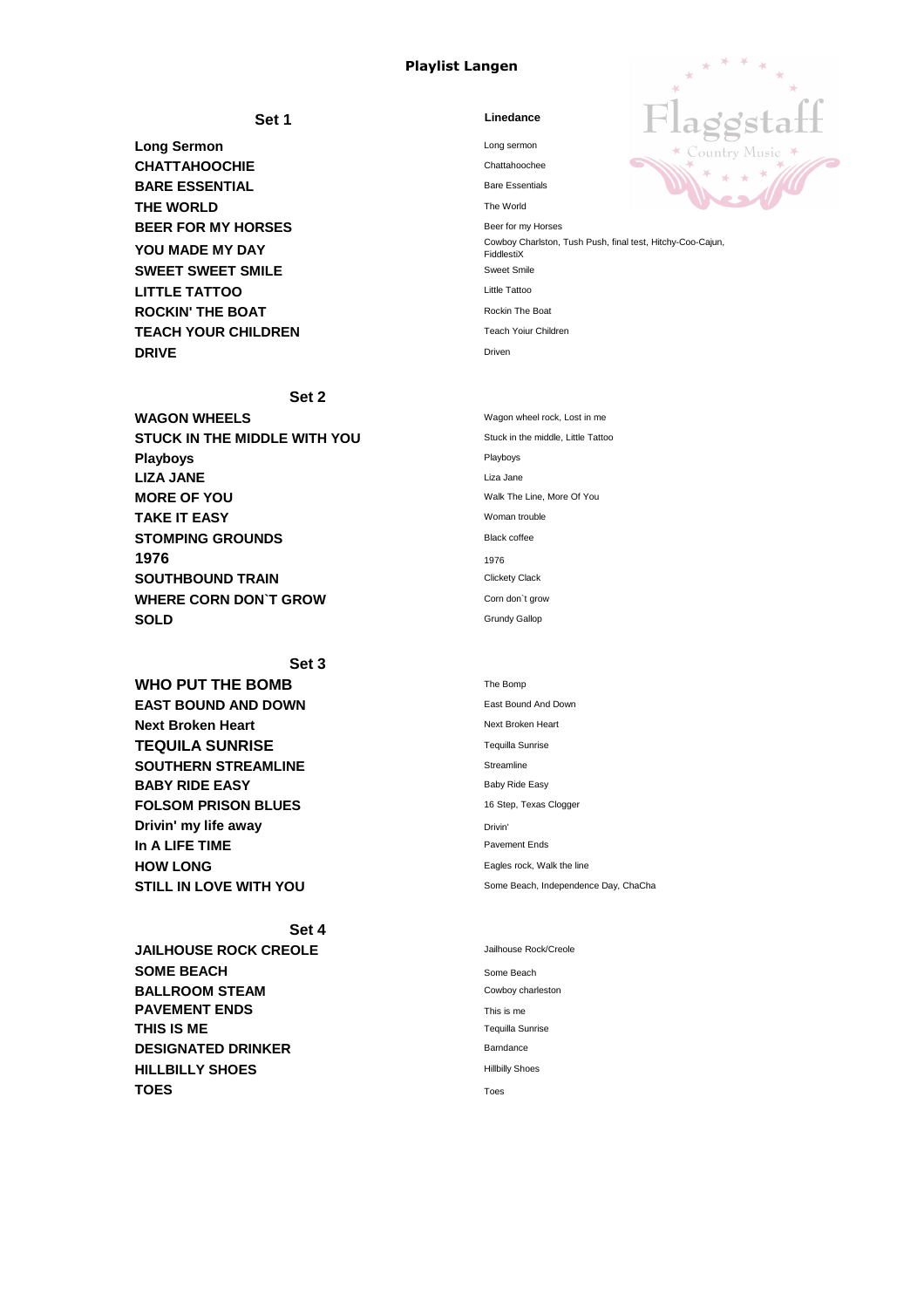# Playlist Langen

Flaggstaff Country Music

| Set 1 | Linedance |
|---|---|
| **Long Sermon** | Long sermon |
| **CHATTAHOOCHIE** | Chattahoochee |
| **BARE ESSENTIAL** | Bare Essentials |
| **THE WORLD** | The World |
| **BEER FOR MY HORSES** | Beer for my Horses |
| **YOU MADE MY DAY** | Cowboy Charlston, Tush Push, final test, Hitchy-Coo-Cajun, FiddlestiX |
| **SWEET SWEET SMILE** | Sweet Smile |
| **LITTLE TATTOO** | Little Tattoo |
| **ROCKIN' THE BOAT** | Rockin The Boat |
| **TEACH YOUR CHILDREN** | Teach Yoiur Children |
| **DRIVE** | Driven |

| Set 2 | |
|---|---|
| **WAGON WHEELS** | Wagon wheel rock, Lost in me |
| **STUCK IN THE MIDDLE WITH YOU** | Stuck in the middle, Little Tattoo |
| **Playboys** | Playboys |
| **LIZA JANE** | Liza Jane |
| **MORE OF YOU** | Walk The Line, More Of You |
| **TAKE IT EASY** | Woman trouble |
| **STOMPING GROUNDS** | Black coffee |
| **1976** | 1976 |
| **SOUTHBOUND TRAIN** | Clickety Clack |
| **WHERE CORN DON`T GROW** | Corn don`t grow |
| **SOLD** | Grundy Gallop |

| Set 3 | |
|---|---|
| **WHO PUT THE BOMB** | The Bomp |
| **EAST BOUND AND DOWN** | East Bound And Down |
| **Next Broken Heart** | Next Broken Heart |
| **TEQUILA SUNRISE** | Tequilla Sunrise |
| **SOUTHERN STREAMLINE** | Streamline |
| **BABY RIDE EASY** | Baby Ride Easy |
| **FOLSOM PRISON BLUES** | 16 Step, Texas Clogger |
| **Drivin' my life away** | Drivin' |
| **In A LIFE TIME** | Pavement Ends |
| **HOW LONG** | Eagles rock, Walk the line |
| **STILL IN LOVE WITH YOU** | Some Beach, Independence Day, ChaCha |

| Set 4 | |
|---|---|
| **JAILHOUSE ROCK CREOLE** | Jailhouse Rock/Creole |
| **SOME BEACH** | Some Beach |
| **BALLROOM STEAM** | Cowboy charleston |
| **PAVEMENT ENDS** | This is me |
| **THIS IS ME** | Tequilla Sunrise |
| **DESIGNATED DRINKER** | Barndance |
| **HILLBILLY SHOES** | Hillbilly Shoes |
| **TOES** | Toes |